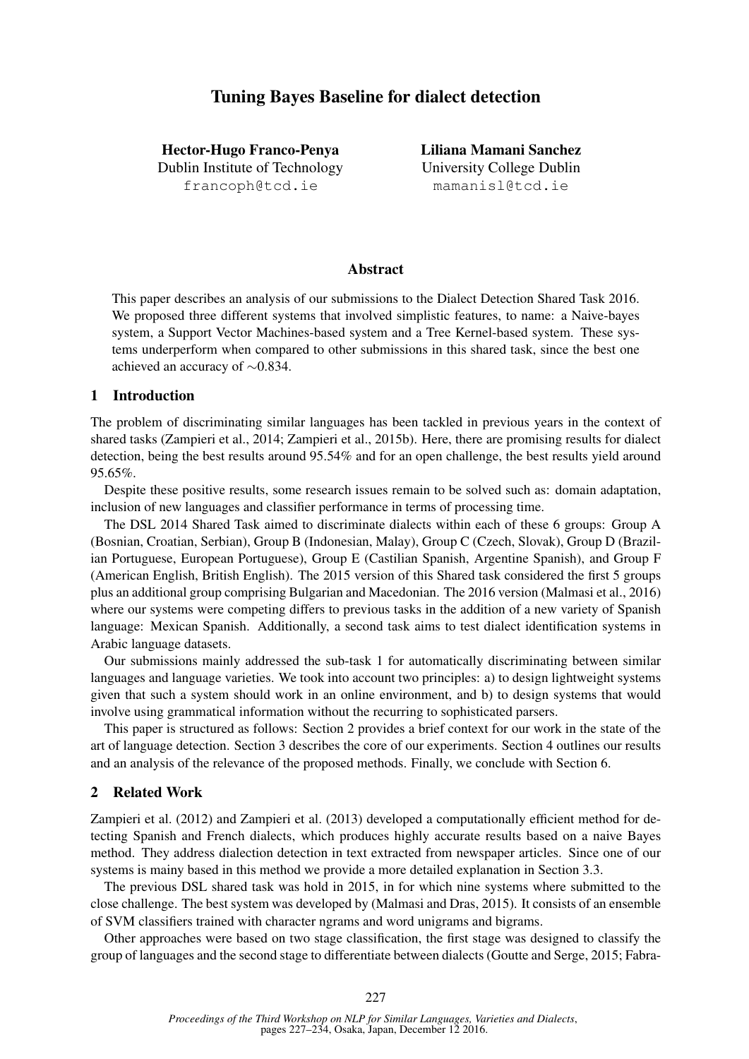# Tuning Bayes Baseline for dialect detection

**Hector-Hugo Franco-Penya**
Dublin Institute of Technology
francoph@tcd.ie

**Liliana Mamani Sanchez**
University College Dublin
mamanisl@tcd.ie

## Abstract

This paper describes an analysis of our submissions to the Dialect Detection Shared Task 2016. We proposed three different systems that involved simplistic features, to name: a Naive-bayes system, a Support Vector Machines-based system and a Tree Kernel-based system. These systems underperform when compared to other submissions in this shared task, since the best one achieved an accuracy of ∼0.834.

## 1 Introduction

The problem of discriminating similar languages has been tackled in previous years in the context of shared tasks (Zampieri et al., 2014; Zampieri et al., 2015b). Here, there are promising results for dialect detection, being the best results around 95.54% and for an open challenge, the best results yield around 95.65%.

Despite these positive results, some research issues remain to be solved such as: domain adaptation, inclusion of new languages and classifier performance in terms of processing time.

The DSL 2014 Shared Task aimed to discriminate dialects within each of these 6 groups: Group A (Bosnian, Croatian, Serbian), Group B (Indonesian, Malay), Group C (Czech, Slovak), Group D (Brazilian Portuguese, European Portuguese), Group E (Castilian Spanish, Argentine Spanish), and Group F (American English, British English). The 2015 version of this Shared task considered the first 5 groups plus an additional group comprising Bulgarian and Macedonian. The 2016 version (Malmasi et al., 2016) where our systems were competing differs to previous tasks in the addition of a new variety of Spanish language: Mexican Spanish. Additionally, a second task aims to test dialect identification systems in Arabic language datasets.

Our submissions mainly addressed the sub-task 1 for automatically discriminating between similar languages and language varieties. We took into account two principles: a) to design lightweight systems given that such a system should work in an online environment, and b) to design systems that would involve using grammatical information without the recurring to sophisticated parsers.

This paper is structured as follows: Section 2 provides a brief context for our work in the state of the art of language detection. Section 3 describes the core of our experiments. Section 4 outlines our results and an analysis of the relevance of the proposed methods. Finally, we conclude with Section 6.

## 2 Related Work

Zampieri et al. (2012) and Zampieri et al. (2013) developed a computationally efficient method for detecting Spanish and French dialects, which produces highly accurate results based on a naive Bayes method. They address dialection detection in text extracted from newspaper articles. Since one of our systems is mainy based in this method we provide a more detailed explanation in Section 3.3.

The previous DSL shared task was hold in 2015, in for which nine systems where submitted to the close challenge. The best system was developed by (Malmasi and Dras, 2015). It consists of an ensemble of SVM classifiers trained with character ngrams and word unigrams and bigrams.

Other approaches were based on two stage classification, the first stage was designed to classify the group of languages and the second stage to differentiate between dialects (Goutte and Serge, 2015; Fabra-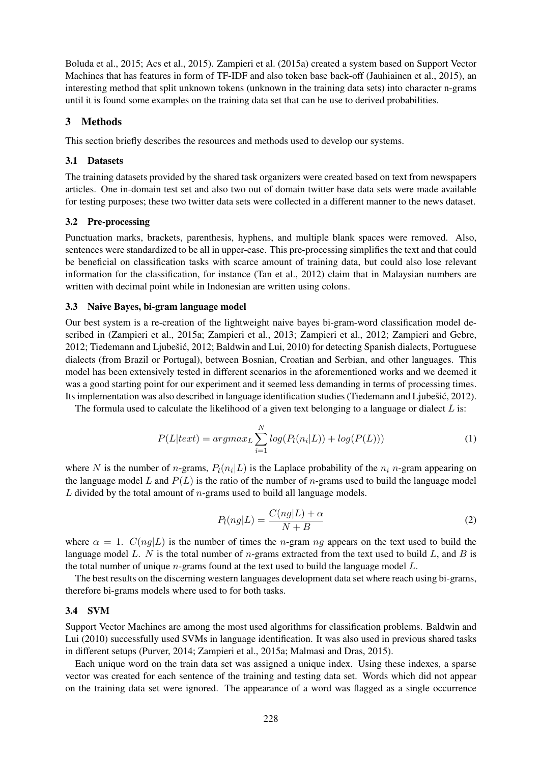Boluda et al., 2015; Acs et al., 2015). Zampieri et al. (2015a) created a system based on Support Vector Machines that has features in form of TF-IDF and also token base back-off (Jauhiainen et al., 2015), an interesting method that split unknown tokens (unknown in the training data sets) into character n-grams until it is found some examples on the training data set that can be use to derived probabilities.

## 3 Methods

This section briefly describes the resources and methods used to develop our systems.

### 3.1 Datasets

The training datasets provided by the shared task organizers were created based on text from newspapers articles. One in-domain test set and also two out of domain twitter base data sets were made available for testing purposes; these two twitter data sets were collected in a different manner to the news dataset.

### 3.2 Pre-processing

Punctuation marks, brackets, parenthesis, hyphens, and multiple blank spaces were removed. Also, sentences were standardized to be all in upper-case. This pre-processing simplifies the text and that could be beneficial on classification tasks with scarce amount of training data, but could also lose relevant information for the classification, for instance (Tan et al., 2012) claim that in Malaysian numbers are written with decimal point while in Indonesian are written using colons.

### 3.3 Naive Bayes, bi-gram language model

Our best system is a re-creation of the lightweight naive bayes bi-gram-word classification model described in (Zampieri et al., 2015a; Zampieri et al., 2013; Zampieri et al., 2012; Zampieri and Gebre, 2012; Tiedemann and Ljubešić, 2012; Baldwin and Lui, 2010) for detecting Spanish dialects, Portuguese dialects (from Brazil or Portugal), between Bosnian, Croatian and Serbian, and other languages. This model has been extensively tested in different scenarios in the aforementioned works and we deemed it was a good starting point for our experiment and it seemed less demanding in terms of processing times. Its implementation was also described in language identification studies (Tiedemann and Ljubešić, 2012).

The formula used to calculate the likelihood of a given text belonging to a language or dialect $L$ is:

$$P(L|text) = argmax_L \sum_{i=1}^{N} log(P_l(n_i|L)) + log(P(L))) \tag{1}$$

where $N$ is the number of $n$-grams, $P_l(n_i|L)$ is the Laplace probability of the $n_i$ $n$-gram appearing on the language model $L$ and $P(L)$ is the ratio of the number of $n$-grams used to build the language model $L$ divided by the total amount of $n$-grams used to build all language models.

$$P_l(ng|L) = \frac{C(ng|L) + \alpha}{N + B} \tag{2}$$

where $\alpha = 1$. $C(ng|L)$ is the number of times the $n$-gram $ng$ appears on the text used to build the language model $L$. $N$ is the total number of $n$-grams extracted from the text used to build $L$, and $B$ is the total number of unique $n$-grams found at the text used to build the language model $L$.

The best results on the discerning western languages development data set where reach using bi-grams, therefore bi-grams models where used to for both tasks.

### 3.4 SVM

Support Vector Machines are among the most used algorithms for classification problems. Baldwin and Lui (2010) successfully used SVMs in language identification. It was also used in previous shared tasks in different setups (Purver, 2014; Zampieri et al., 2015a; Malmasi and Dras, 2015).

Each unique word on the train data set was assigned a unique index. Using these indexes, a sparse vector was created for each sentence of the training and testing data set. Words which did not appear on the training data set were ignored. The appearance of a word was flagged as a single occurrence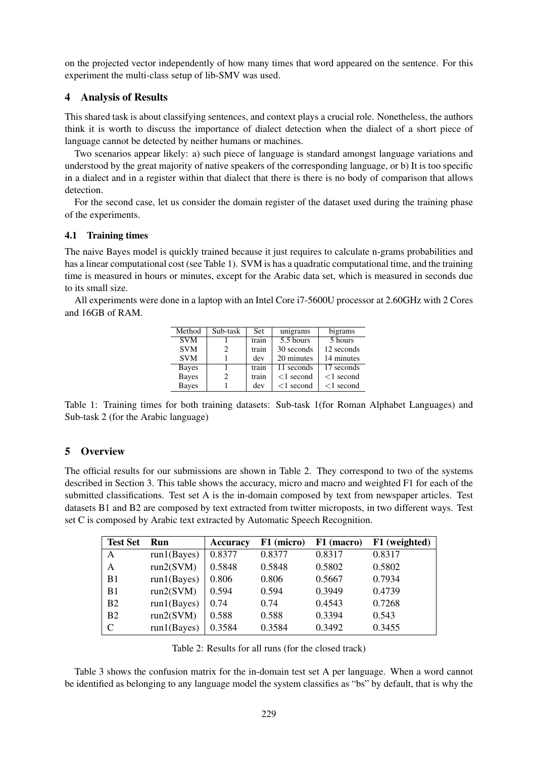on the projected vector independently of how many times that word appeared on the sentence. For this experiment the multi-class setup of lib-SMV was used.

## 4 Analysis of Results

This shared task is about classifying sentences, and context plays a crucial role. Nonetheless, the authors think it is worth to discuss the importance of dialect detection when the dialect of a short piece of language cannot be detected by neither humans or machines.

Two scenarios appear likely: a) such piece of language is standard amongst language variations and understood by the great majority of native speakers of the corresponding language, or b) It is too specific in a dialect and in a register within that dialect that there is there is no body of comparison that allows detection.

For the second case, let us consider the domain register of the dataset used during the training phase of the experiments.

### 4.1 Training times

The naive Bayes model is quickly trained because it just requires to calculate n-grams probabilities and has a linear computational cost (see Table 1). SVM is has a quadratic computational time, and the training time is measured in hours or minutes, except for the Arabic data set, which is measured in seconds due to its small size.

All experiments were done in a laptop with an Intel Core i7-5600U processor at 2.60GHz with 2 Cores and 16GB of RAM.

| Method | Sub-task | Set | unigrams | bigrams |
|---|---|---|---|---|
| SVM | 1 | train | 5.5 hours | 5 hours |
| SVM | 2 | train | 30 seconds | 12 seconds |
| SVM | 1 | dev | 20 minutes | 14 minutes |
| Bayes | 1 | train | 11 seconds | 17 seconds |
| Bayes | 2 | train | <1 second | <1 second |
| Bayes | 1 | dev | <1 second | <1 second |

Table 1: Training times for both training datasets: Sub-task 1(for Roman Alphabet Languages) and Sub-task 2 (for the Arabic language)

## 5 Overview

The official results for our submissions are shown in Table 2. They correspond to two of the systems described in Section 3. This table shows the accuracy, micro and macro and weighted F1 for each of the submitted classifications. Test set A is the in-domain composed by text from newspaper articles. Test datasets B1 and B2 are composed by text extracted from twitter microposts, in two different ways. Test set C is composed by Arabic text extracted by Automatic Speech Recognition.

| Test Set | Run | Accuracy | F1 (micro) | F1 (macro) | F1 (weighted) |
|---|---|---|---|---|---|
| A | run1(Bayes) | 0.8377 | 0.8377 | 0.8317 | 0.8317 |
| A | run2(SVM) | 0.5848 | 0.5848 | 0.5802 | 0.5802 |
| B1 | run1(Bayes) | 0.806 | 0.806 | 0.5667 | 0.7934 |
| B1 | run2(SVM) | 0.594 | 0.594 | 0.3949 | 0.4739 |
| B2 | run1(Bayes) | 0.74 | 0.74 | 0.4543 | 0.7268 |
| B2 | run2(SVM) | 0.588 | 0.588 | 0.3394 | 0.543 |
| C | run1(Bayes) | 0.3584 | 0.3584 | 0.3492 | 0.3455 |

Table 2: Results for all runs (for the closed track)

Table 3 shows the confusion matrix for the in-domain test set A per language. When a word cannot be identified as belonging to any language model the system classifies as "bs" by default, that is why the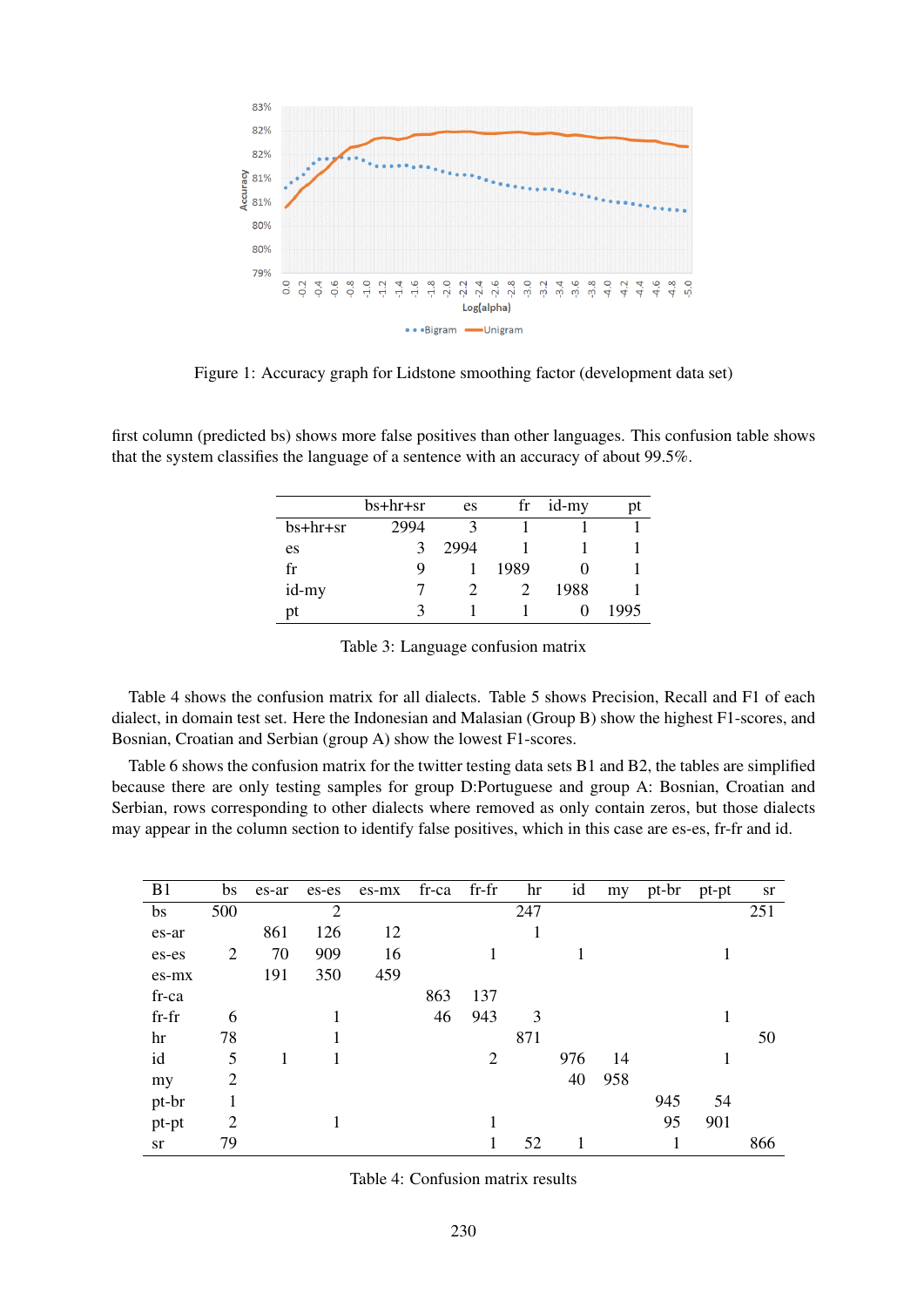83%
82%
82%
81%
81%
80%
80%
79%

Accuracy

0.0 -0.2 -0.4 -0.6 -0.8 -1.0 -1.2 -1.4 -1.6 -1.8 -2.0 -2.2 -2.4 -2.6 -2.8 -3.0 -3.2 -3.4 -3.6 -3.8 -4.0 -4.2 -4.4 -4.6 -4.8 -5.0

Log(alpha)

Bigram
Unigram

Figure 1: Accuracy graph for Lidstone smoothing factor (development data set)

first column (predicted bs) shows more false positives than other languages. This confusion table shows that the system classifies the language of a sentence with an accuracy of about 99.5%.

| | bs+hr+sr | es | fr | id-my | pt |
|---|---|---|---|---|---|
| bs+hr+sr | 2994 | 3 | 1 | 1 | 1 |
| es | 3 | 2994 | 1 | 1 | 1 |
| fr | 9 | 1 | 1989 | 0 | 1 |
| id-my | 7 | 2 | 2 | 1988 | 1 |
| pt | 3 | 1 | 1 | 0 | 1995 |

Table 3: Language confusion matrix

Table 4 shows the confusion matrix for all dialects. Table 5 shows Precision, Recall and F1 of each dialect, in domain test set. Here the Indonesian and Malasian (Group B) show the highest F1-scores, and Bosnian, Croatian and Serbian (group A) show the lowest F1-scores.

Table 6 shows the confusion matrix for the twitter testing data sets B1 and B2, the tables are simplified because there are only testing samples for group D:Portuguese and group A: Bosnian, Croatian and Serbian, rows corresponding to other dialects where removed as only contain zeros, but those dialects may appear in the column section to identify false positives, which in this case are es-es, fr-fr and id.

| B1 | bs | es-ar | es-es | es-mx | fr-ca | fr-fr | hr | id | my | pt-br | pt-pt | sr |
|---|---|---|---|---|---|---|---|---|---|---|---|---|
| bs | 500 | | 2 | | | | 247 | | | | | 251 |
| es-ar | | 861 | 126 | 12 | | | 1 | | | | | |
| es-es | 2 | 70 | 909 | 16 | | 1 | | 1 | | | 1 | |
| es-mx | | 191 | 350 | 459 | | | | | | | | |
| fr-ca | | | | | 863 | 137 | | | | | | |
| fr-fr | 6 | | 1 | | 46 | 943 | 3 | | | | 1 | |
| hr | 78 | | 1 | | | | 871 | | | | | 50 |
| id | 5 | 1 | 1 | | | 2 | | 976 | 14 | | 1 | |
| my | 2 | | | | | | | 40 | 958 | | | |
| pt-br | 1 | | | | | | | | | 945 | 54 | |
| pt-pt | 2 | | 1 | | | 1 | | | | 95 | 901 | |
| sr | 79 | | | | | 1 | 52 | 1 | | 1 | | 866 |

Table 4: Confusion matrix results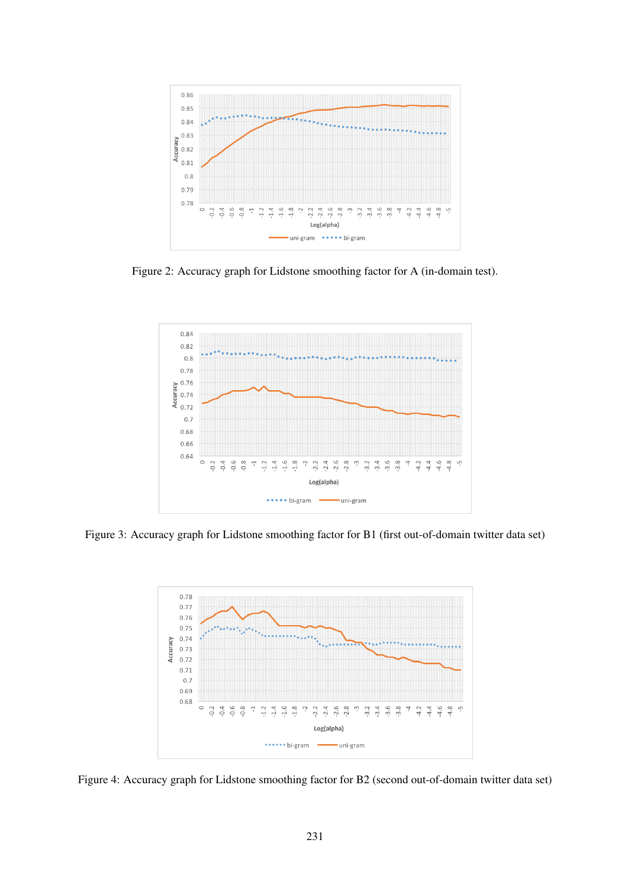0.86
0.85
0.84
0.83
0.82
0.81
0.8
0.79
0.78

Accuracy

0 -0.2 -0.4 -0.6 -0.8 -1 -1.2 -1.4 -1.6 -1.8 -2 -2.2 -2.4 -2.6 -2.8 -3 -3.2 -3.4 -3.6 -3.8 -4 -4.2 -4.4 -4.6 -4.8 -5

Log(alpha)

uni-gram bi-gram

Figure 2: Accuracy graph for Lidstone smoothing factor for A (in-domain test).

0.84
0.82
0.8
0.78
0.76
0.74
0.72
0.7
0.68
0.66
0.64

Accuracy

0 -0.2 -0.4 -0.6 -0.8 -1 -1.2 -1.4 -1.6 -1.8 -2 -2.2 -2.4 -2.6 -2.8 -3 -3.2 -3.4 -3.6 -3.8 -4 -4.2 -4.4 -4.6 -4.8 -5

Log(alpha)

bi-gram uni-gram

Figure 3: Accuracy graph for Lidstone smoothing factor for B1 (first out-of-domain twitter data set)

0.78
0.77
0.76
0.75
0.74
0.73
0.72
0.71
0.7
0.69
0.68

Accuracy

0 -0.2 -0.4 -0.6 -0.8 -1 -1.2 -1.4 -1.6 -1.8 -2 -2.2 -2.4 -2.6 -2.8 -3 -3.2 -3.4 -3.6 -3.8 -4 -4.2 -4.4 -4.6 -4.8 -5

Log(alpha)

bi-gram uni-gram

Figure 4: Accuracy graph for Lidstone smoothing factor for B2 (second out-of-domain twitter data set)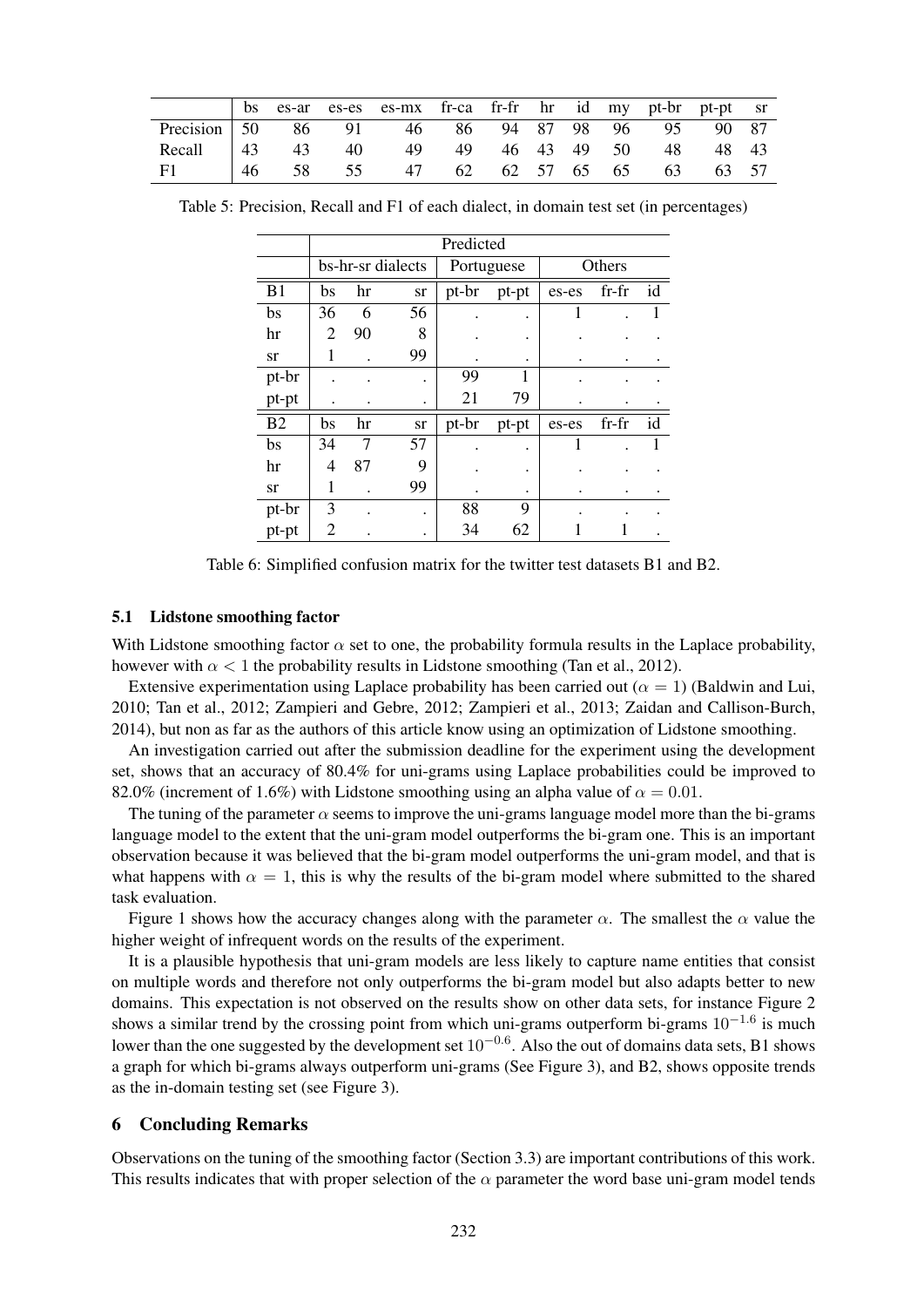| | bs | es-ar | es-es | es-mx | fr-ca | fr-fr | hr | id | my | pt-br | pt-pt | sr |
|---|---|---|---|---|---|---|---|---|---|---|---|---|
| Precision | 50 | 86 | 91 | 46 | 86 | 94 | 87 | 98 | 96 | 95 | 90 | 87 |
| Recall | 43 | 43 | 40 | 49 | 49 | 46 | 43 | 49 | 50 | 48 | 48 | 43 |
| F1 | 46 | 58 | 55 | 47 | 62 | 62 | 57 | 65 | 65 | 63 | 63 | 57 |

Table 5: Precision, Recall and F1 of each dialect, in domain test set (in percentages)

| | Predicted | | | | | | | |
|---|---|---|---|---|---|---|---|---|
| | bs-hr-sr dialects | | | Portuguese | | Others | | |
| B1 | bs | hr | sr | pt-br | pt-pt | es-es | fr-fr | id |
| bs | 36 | 6 | 56 | . | . | 1 | . | 1 |
| hr | 2 | 90 | 8 | . | . | . | . | . |
| sr | 1 | . | 99 | . | . | . | . | . |
| pt-br | . | . | . | 99 | 1 | . | . | . |
| pt-pt | . | . | . | 21 | 79 | . | . | . |
| B2 | bs | hr | sr | pt-br | pt-pt | es-es | fr-fr | id |
| bs | 34 | 7 | 57 | . | . | 1 | . | 1 |
| hr | 4 | 87 | 9 | . | . | . | . | . |
| sr | 1 | . | 99 | . | . | . | . | . |
| pt-br | 3 | . | . | 88 | 9 | . | . | . |
| pt-pt | 2 | . | . | 34 | 62 | 1 | 1 | . |

Table 6: Simplified confusion matrix for the twitter test datasets B1 and B2.

### 5.1 Lidstone smoothing factor

With Lidstone smoothing factor $\alpha$ set to one, the probability formula results in the Laplace probability, however with $\alpha < 1$ the probability results in Lidstone smoothing (Tan et al., 2012).

Extensive experimentation using Laplace probability has been carried out ($\alpha = 1$) (Baldwin and Lui, 2010; Tan et al., 2012; Zampieri and Gebre, 2012; Zampieri et al., 2013; Zaidan and Callison-Burch, 2014), but non as far as the authors of this article know using an optimization of Lidstone smoothing.

An investigation carried out after the submission deadline for the experiment using the development set, shows that an accuracy of 80.4% for uni-grams using Laplace probabilities could be improved to 82.0% (increment of 1.6%) with Lidstone smoothing using an alpha value of $\alpha = 0.01$.

The tuning of the parameter $\alpha$ seems to improve the uni-grams language model more than the bi-grams language model to the extent that the uni-gram model outperforms the bi-gram one. This is an important observation because it was believed that the bi-gram model outperforms the uni-gram model, and that is what happens with $\alpha = 1$, this is why the results of the bi-gram model where submitted to the shared task evaluation.

Figure 1 shows how the accuracy changes along with the parameter $\alpha$. The smallest the $\alpha$ value the higher weight of infrequent words on the results of the experiment.

It is a plausible hypothesis that uni-gram models are less likely to capture name entities that consist on multiple words and therefore not only outperforms the bi-gram model but also adapts better to new domains. This expectation is not observed on the results show on other data sets, for instance Figure 2 shows a similar trend by the crossing point from which uni-grams outperform bi-grams $10^{-1.6}$ is much lower than the one suggested by the development set $10^{-0.6}$. Also the out of domains data sets, B1 shows a graph for which bi-grams always outperform uni-grams (See Figure 3), and B2, shows opposite trends as the in-domain testing set (see Figure 3).

## 6 Concluding Remarks

Observations on the tuning of the smoothing factor (Section 3.3) are important contributions of this work. This results indicates that with proper selection of the $\alpha$ parameter the word base uni-gram model tends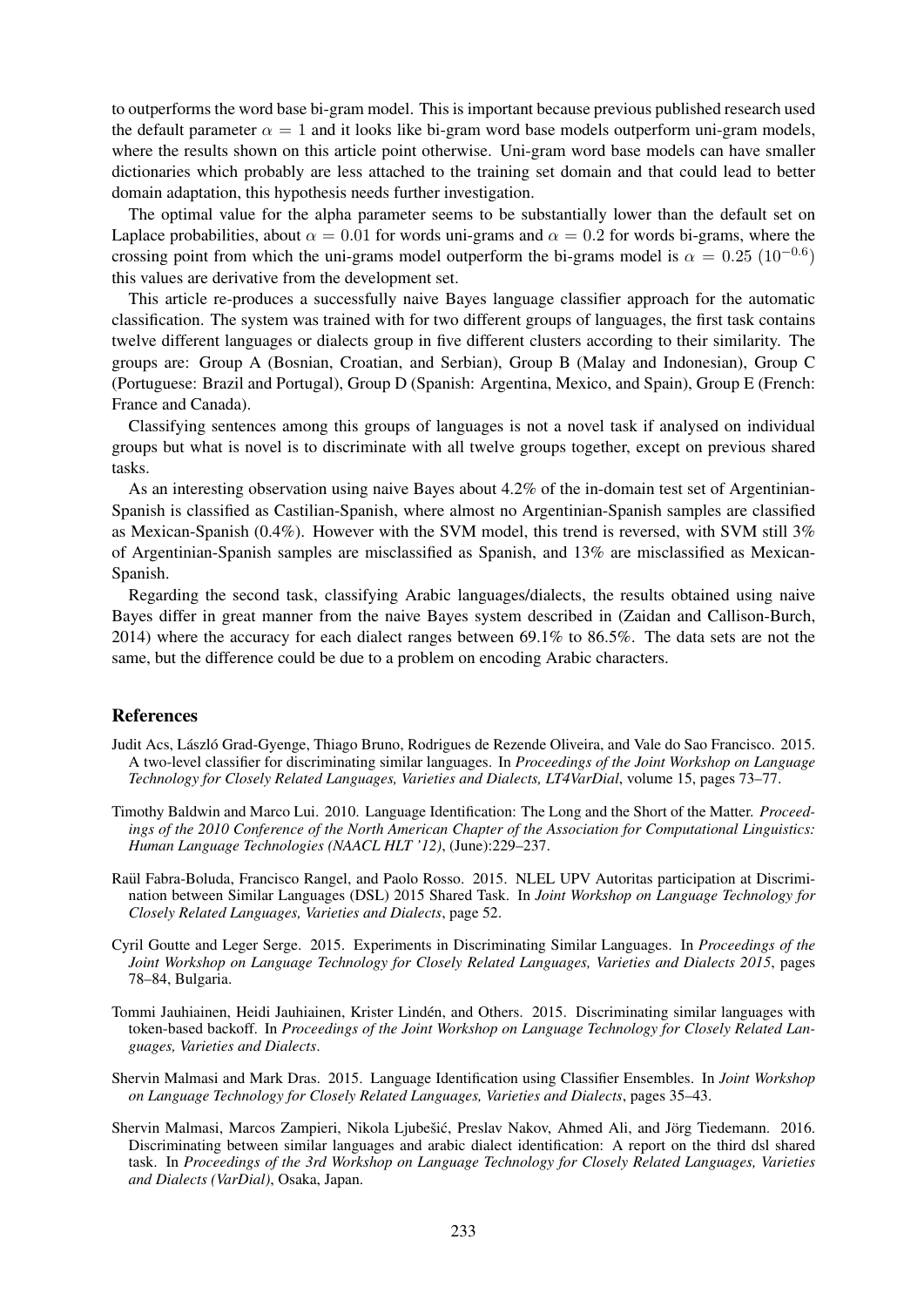to outperforms the word base bi-gram model. This is important because previous published research used the default parameter $\alpha = 1$ and it looks like bi-gram word base models outperform uni-gram models, where the results shown on this article point otherwise. Uni-gram word base models can have smaller dictionaries which probably are less attached to the training set domain and that could lead to better domain adaptation, this hypothesis needs further investigation.

The optimal value for the alpha parameter seems to be substantially lower than the default set on Laplace probabilities, about $\alpha = 0.01$ for words uni-grams and $\alpha = 0.2$ for words bi-grams, where the crossing point from which the uni-grams model outperform the bi-grams model is $\alpha = 0.25$ $(10^{-0.6})$ this values are derivative from the development set.

This article re-produces a successfully naive Bayes language classifier approach for the automatic classification. The system was trained with for two different groups of languages, the first task contains twelve different languages or dialects group in five different clusters according to their similarity. The groups are: Group A (Bosnian, Croatian, and Serbian), Group B (Malay and Indonesian), Group C (Portuguese: Brazil and Portugal), Group D (Spanish: Argentina, Mexico, and Spain), Group E (French: France and Canada).

Classifying sentences among this groups of languages is not a novel task if analysed on individual groups but what is novel is to discriminate with all twelve groups together, except on previous shared tasks.

As an interesting observation using naive Bayes about 4.2% of the in-domain test set of Argentinian-Spanish is classified as Castilian-Spanish, where almost no Argentinian-Spanish samples are classified as Mexican-Spanish (0.4%). However with the SVM model, this trend is reversed, with SVM still 3% of Argentinian-Spanish samples are misclassified as Spanish, and 13% are misclassified as Mexican-Spanish.

Regarding the second task, classifying Arabic languages/dialects, the results obtained using naive Bayes differ in great manner from the naive Bayes system described in (Zaidan and Callison-Burch, 2014) where the accuracy for each dialect ranges between 69.1% to 86.5%. The data sets are not the same, but the difference could be due to a problem on encoding Arabic characters.

## References

Judit Acs, László Grad-Gyenge, Thiago Bruno, Rodrigues de Rezende Oliveira, and Vale do Sao Francisco. 2015. A two-level classifier for discriminating similar languages. In *Proceedings of the Joint Workshop on Language Technology for Closely Related Languages, Varieties and Dialects, LT4VarDial*, volume 15, pages 73–77.

Timothy Baldwin and Marco Lui. 2010. Language Identification: The Long and the Short of the Matter. *Proceedings of the 2010 Conference of the North American Chapter of the Association for Computational Linguistics: Human Language Technologies (NAACL HLT '12)*, (June):229–237.

Raül Fabra-Boluda, Francisco Rangel, and Paolo Rosso. 2015. NLEL UPV Autoritas participation at Discrimination between Similar Languages (DSL) 2015 Shared Task. In *Joint Workshop on Language Technology for Closely Related Languages, Varieties and Dialects*, page 52.

Cyril Goutte and Leger Serge. 2015. Experiments in Discriminating Similar Languages. In *Proceedings of the Joint Workshop on Language Technology for Closely Related Languages, Varieties and Dialects 2015*, pages 78–84, Bulgaria.

Tommi Jauhiainen, Heidi Jauhiainen, Krister Lindén, and Others. 2015. Discriminating similar languages with token-based backoff. In *Proceedings of the Joint Workshop on Language Technology for Closely Related Languages, Varieties and Dialects*.

Shervin Malmasi and Mark Dras. 2015. Language Identification using Classifier Ensembles. In *Joint Workshop on Language Technology for Closely Related Languages, Varieties and Dialects*, pages 35–43.

Shervin Malmasi, Marcos Zampieri, Nikola Ljubešić, Preslav Nakov, Ahmed Ali, and Jörg Tiedemann. 2016. Discriminating between similar languages and arabic dialect identification: A report on the third dsl shared task. In *Proceedings of the 3rd Workshop on Language Technology for Closely Related Languages, Varieties and Dialects (VarDial)*, Osaka, Japan.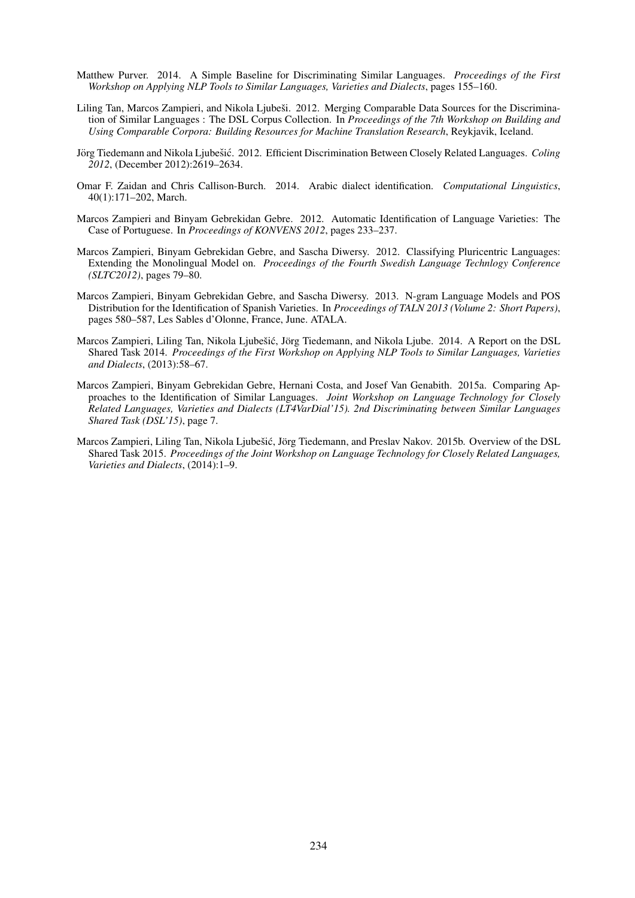Matthew Purver. 2014. A Simple Baseline for Discriminating Similar Languages. *Proceedings of the First Workshop on Applying NLP Tools to Similar Languages, Varieties and Dialects*, pages 155–160.

Liling Tan, Marcos Zampieri, and Nikola Ljubeši. 2012. Merging Comparable Data Sources for the Discrimination of Similar Languages : The DSL Corpus Collection. In *Proceedings of the 7th Workshop on Building and Using Comparable Corpora: Building Resources for Machine Translation Research*, Reykjavik, Iceland.

Jörg Tiedemann and Nikola Ljubešić. 2012. Efficient Discrimination Between Closely Related Languages. *Coling 2012*, (December 2012):2619–2634.

Omar F. Zaidan and Chris Callison-Burch. 2014. Arabic dialect identification. *Computational Linguistics*, 40(1):171–202, March.

Marcos Zampieri and Binyam Gebrekidan Gebre. 2012. Automatic Identification of Language Varieties: The Case of Portuguese. In *Proceedings of KONVENS 2012*, pages 233–237.

Marcos Zampieri, Binyam Gebrekidan Gebre, and Sascha Diwersy. 2012. Classifying Pluricentric Languages: Extending the Monolingual Model on. *Proceedings of the Fourth Swedish Language Technlogy Conference (SLTC2012)*, pages 79–80.

Marcos Zampieri, Binyam Gebrekidan Gebre, and Sascha Diwersy. 2013. N-gram Language Models and POS Distribution for the Identification of Spanish Varieties. In *Proceedings of TALN 2013 (Volume 2: Short Papers)*, pages 580–587, Les Sables d'Olonne, France, June. ATALA.

Marcos Zampieri, Liling Tan, Nikola Ljubešić, Jörg Tiedemann, and Nikola Ljube. 2014. A Report on the DSL Shared Task 2014. *Proceedings of the First Workshop on Applying NLP Tools to Similar Languages, Varieties and Dialects*, (2013):58–67.

Marcos Zampieri, Binyam Gebrekidan Gebre, Hernani Costa, and Josef Van Genabith. 2015a. Comparing Approaches to the Identification of Similar Languages. *Joint Workshop on Language Technology for Closely Related Languages, Varieties and Dialects (LT4VarDial'15). 2nd Discriminating between Similar Languages Shared Task (DSL'15)*, page 7.

Marcos Zampieri, Liling Tan, Nikola Ljubešić, Jörg Tiedemann, and Preslav Nakov. 2015b. Overview of the DSL Shared Task 2015. *Proceedings of the Joint Workshop on Language Technology for Closely Related Languages, Varieties and Dialects*, (2014):1–9.